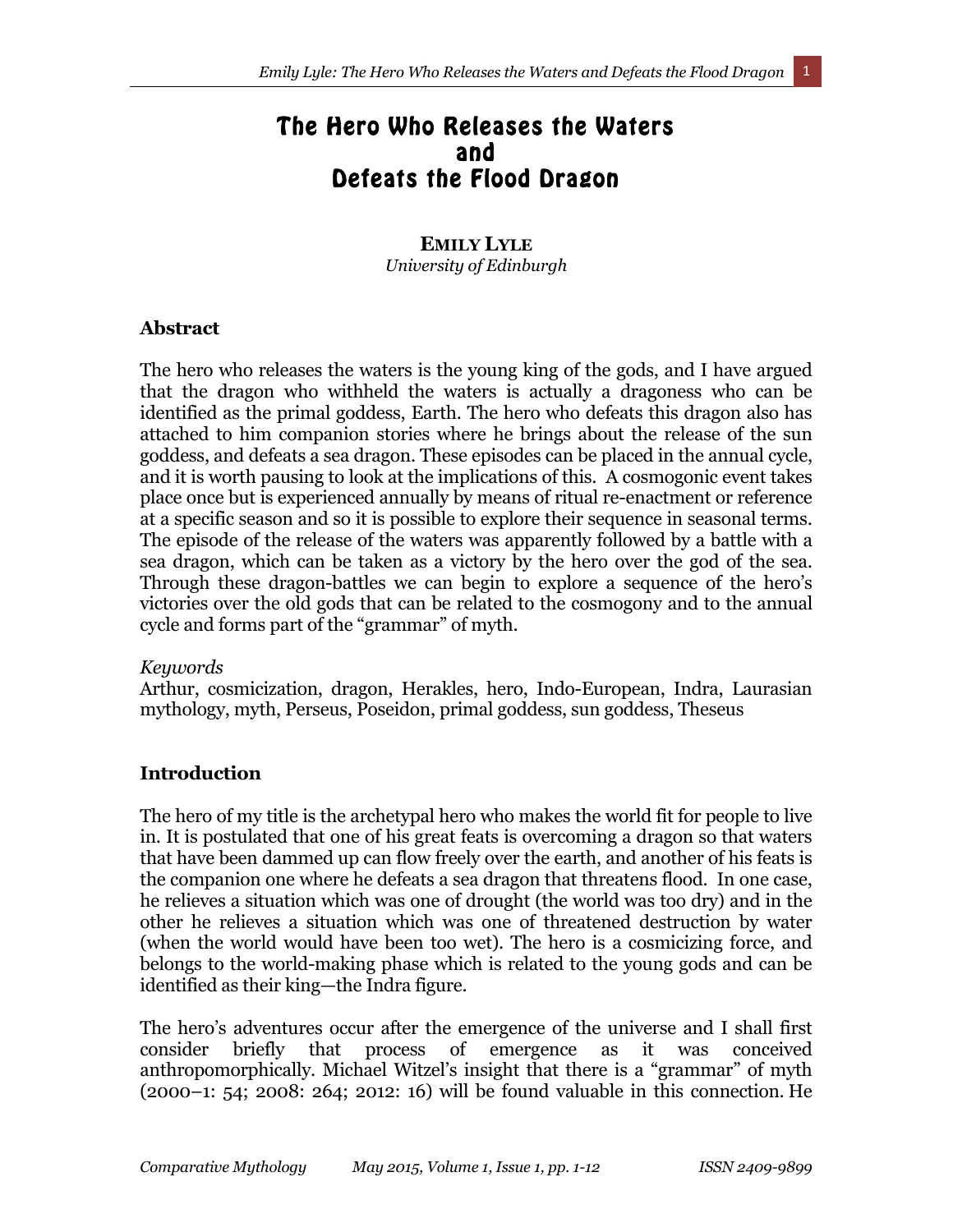# The Hero Who Releases the Waters and Defeats the Flood Dragon

**EMILY LYLE**
*University of Edinburgh*

## Abstract

The hero who releases the waters is the young king of the gods, and I have argued that the dragon who withheld the waters is actually a dragoness who can be identified as the primal goddess, Earth. The hero who defeats this dragon also has attached to him companion stories where he brings about the release of the sun goddess, and defeats a sea dragon. These episodes can be placed in the annual cycle, and it is worth pausing to look at the implications of this. A cosmogonic event takes place once but is experienced annually by means of ritual re-enactment or reference at a specific season and so it is possible to explore their sequence in seasonal terms. The episode of the release of the waters was apparently followed by a battle with a sea dragon, which can be taken as a victory by the hero over the god of the sea. Through these dragon-battles we can begin to explore a sequence of the hero's victories over the old gods that can be related to the cosmogony and to the annual cycle and forms part of the "grammar" of myth.

*Keywords*
Arthur, cosmicization, dragon, Herakles, hero, Indo-European, Indra, Laurasian mythology, myth, Perseus, Poseidon, primal goddess, sun goddess, Theseus

## Introduction

The hero of my title is the archetypal hero who makes the world fit for people to live in. It is postulated that one of his great feats is overcoming a dragon so that waters that have been dammed up can flow freely over the earth, and another of his feats is the companion one where he defeats a sea dragon that threatens flood. In one case, he relieves a situation which was one of drought (the world was too dry) and in the other he relieves a situation which was one of threatened destruction by water (when the world would have been too wet). The hero is a cosmicizing force, and belongs to the world-making phase which is related to the young gods and can be identified as their king—the Indra figure.

The hero's adventures occur after the emergence of the universe and I shall first consider briefly that process of emergence as it was conceived anthropomorphically. Michael Witzel's insight that there is a "grammar" of myth (2000–1: 54; 2008: 264; 2012: 16) will be found valuable in this connection. He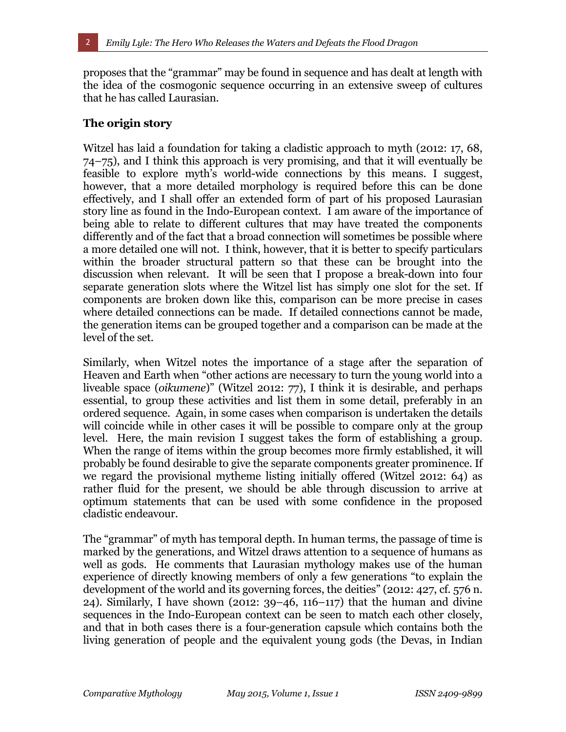proposes that the "grammar" may be found in sequence and has dealt at length with the idea of the cosmogonic sequence occurring in an extensive sweep of cultures that he has called Laurasian.

## The origin story

Witzel has laid a foundation for taking a cladistic approach to myth (2012: 17, 68, 74–75), and I think this approach is very promising, and that it will eventually be feasible to explore myth's world-wide connections by this means. I suggest, however, that a more detailed morphology is required before this can be done effectively, and I shall offer an extended form of part of his proposed Laurasian story line as found in the Indo-European context. I am aware of the importance of being able to relate to different cultures that may have treated the components differently and of the fact that a broad connection will sometimes be possible where a more detailed one will not. I think, however, that it is better to specify particulars within the broader structural pattern so that these can be brought into the discussion when relevant. It will be seen that I propose a break-down into four separate generation slots where the Witzel list has simply one slot for the set. If components are broken down like this, comparison can be more precise in cases where detailed connections can be made. If detailed connections cannot be made, the generation items can be grouped together and a comparison can be made at the level of the set.

Similarly, when Witzel notes the importance of a stage after the separation of Heaven and Earth when "other actions are necessary to turn the young world into a liveable space (*oikumene*)" (Witzel 2012: 77), I think it is desirable, and perhaps essential, to group these activities and list them in some detail, preferably in an ordered sequence. Again, in some cases when comparison is undertaken the details will coincide while in other cases it will be possible to compare only at the group level. Here, the main revision I suggest takes the form of establishing a group. When the range of items within the group becomes more firmly established, it will probably be found desirable to give the separate components greater prominence. If we regard the provisional mytheme listing initially offered (Witzel 2012: 64) as rather fluid for the present, we should be able through discussion to arrive at optimum statements that can be used with some confidence in the proposed cladistic endeavour.

The "grammar" of myth has temporal depth. In human terms, the passage of time is marked by the generations, and Witzel draws attention to a sequence of humans as well as gods. He comments that Laurasian mythology makes use of the human experience of directly knowing members of only a few generations "to explain the development of the world and its governing forces, the deities" (2012: 427, cf. 576 n. 24). Similarly, I have shown (2012: 39–46, 116–117) that the human and divine sequences in the Indo-European context can be seen to match each other closely, and that in both cases there is a four-generation capsule which contains both the living generation of people and the equivalent young gods (the Devas, in Indian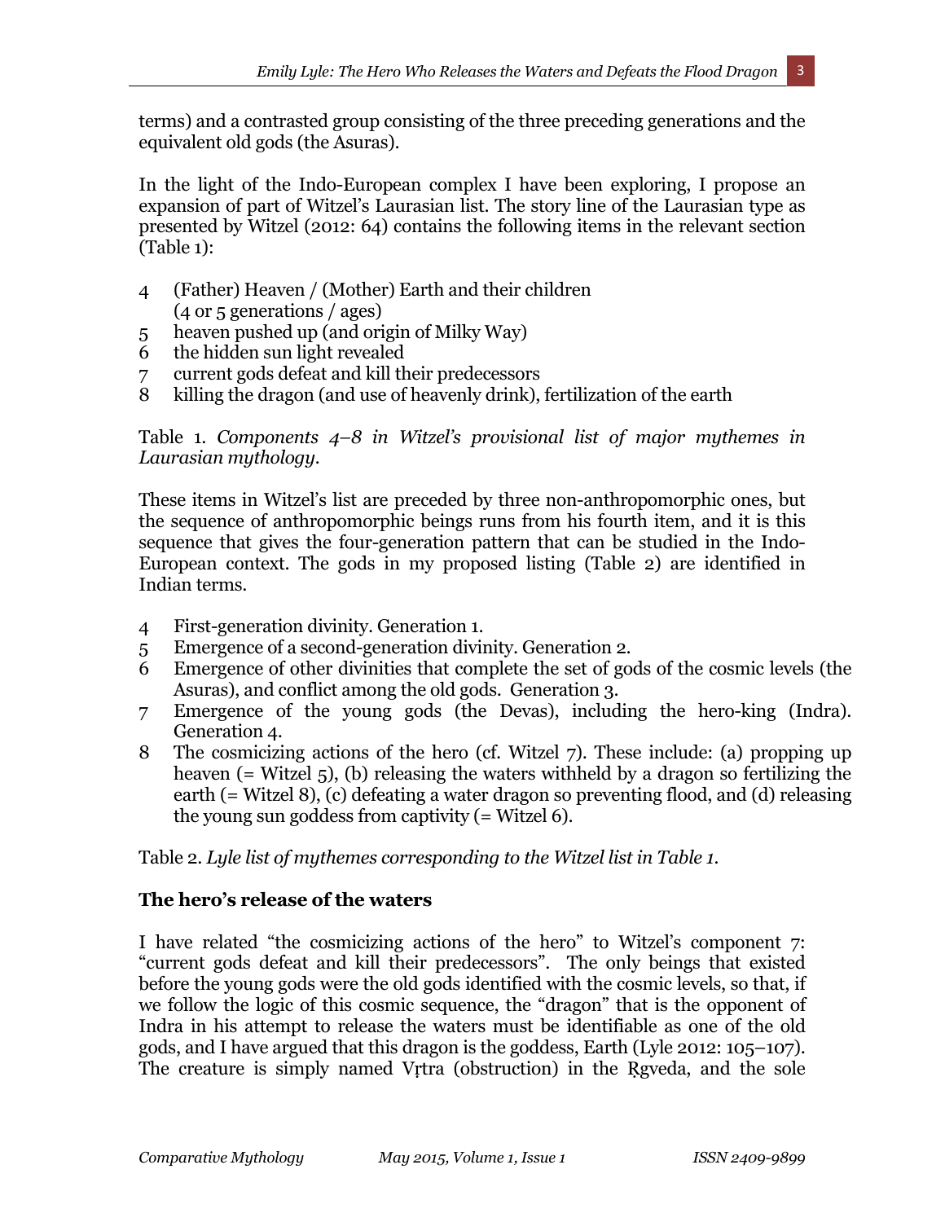terms) and a contrasted group consisting of the three preceding generations and the equivalent old gods (the Asuras).

In the light of the Indo-European complex I have been exploring, I propose an expansion of part of Witzel's Laurasian list. The story line of the Laurasian type as presented by Witzel (2012: 64) contains the following items in the relevant section (Table 1):

4 (Father) Heaven / (Mother) Earth and their children (4 or 5 generations / ages)
5 heaven pushed up (and origin of Milky Way)
6 the hidden sun light revealed
7 current gods defeat and kill their predecessors
8 killing the dragon (and use of heavenly drink), fertilization of the earth

Table 1. *Components 4–8 in Witzel's provisional list of major mythemes in Laurasian mythology*.

These items in Witzel's list are preceded by three non-anthropomorphic ones, but the sequence of anthropomorphic beings runs from his fourth item, and it is this sequence that gives the four-generation pattern that can be studied in the Indo-European context. The gods in my proposed listing (Table 2) are identified in Indian terms.

4 First-generation divinity. Generation 1.
5 Emergence of a second-generation divinity. Generation 2.
6 Emergence of other divinities that complete the set of gods of the cosmic levels (the Asuras), and conflict among the old gods. Generation 3.
7 Emergence of the young gods (the Devas), including the hero-king (Indra). Generation 4.
8 The cosmicizing actions of the hero (cf. Witzel 7). These include: (a) propping up heaven (= Witzel 5), (b) releasing the waters withheld by a dragon so fertilizing the earth (= Witzel 8), (c) defeating a water dragon so preventing flood, and (d) releasing the young sun goddess from captivity (= Witzel 6).

Table 2. *Lyle list of mythemes corresponding to the Witzel list in Table 1.*

## The hero's release of the waters

I have related "the cosmicizing actions of the hero" to Witzel's component 7: "current gods defeat and kill their predecessors". The only beings that existed before the young gods were the old gods identified with the cosmic levels, so that, if we follow the logic of this cosmic sequence, the "dragon" that is the opponent of Indra in his attempt to release the waters must be identifiable as one of the old gods, and I have argued that this dragon is the goddess, Earth (Lyle 2012: 105–107). The creature is simply named Vṛtra (obstruction) in the Ṛgveda, and the sole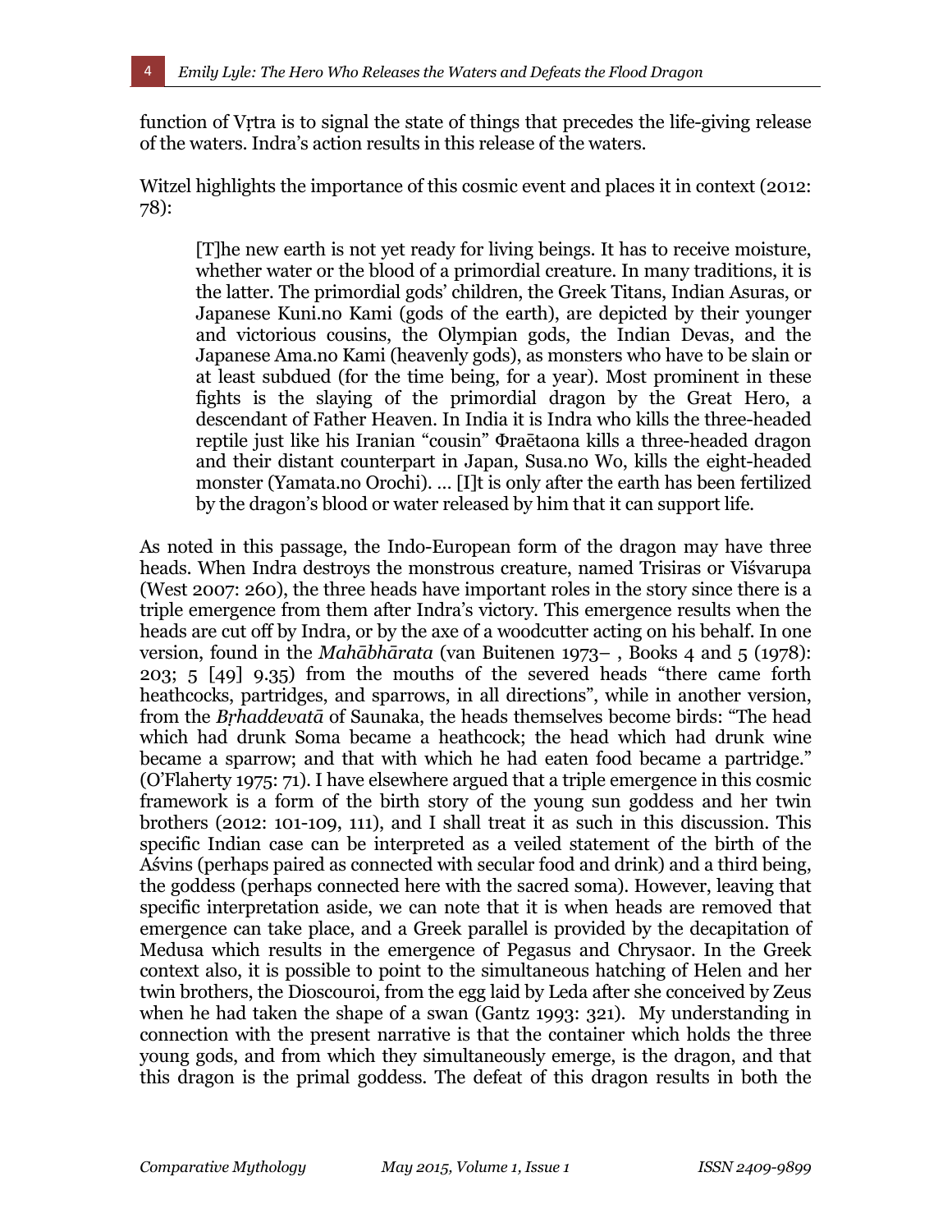function of Vṛtra is to signal the state of things that precedes the life-giving release of the waters. Indra's action results in this release of the waters.

Witzel highlights the importance of this cosmic event and places it in context (2012: 78):

> [T]he new earth is not yet ready for living beings. It has to receive moisture, whether water or the blood of a primordial creature. In many traditions, it is the latter. The primordial gods' children, the Greek Titans, Indian Asuras, or Japanese Kuni.no Kami (gods of the earth), are depicted by their younger and victorious cousins, the Olympian gods, the Indian Devas, and the Japanese Ama.no Kami (heavenly gods), as monsters who have to be slain or at least subdued (for the time being, for a year). Most prominent in these fights is the slaying of the primordial dragon by the Great Hero, a descendant of Father Heaven. In India it is Indra who kills the three-headed reptile just like his Iranian "cousin" Φraētaona kills a three-headed dragon and their distant counterpart in Japan, Susa.no Wo, kills the eight-headed monster (Yamata.no Orochi). … [I]t is only after the earth has been fertilized by the dragon's blood or water released by him that it can support life.

As noted in this passage, the Indo-European form of the dragon may have three heads. When Indra destroys the monstrous creature, named Trisiras or Viśvarupa (West 2007: 260), the three heads have important roles in the story since there is a triple emergence from them after Indra's victory. This emergence results when the heads are cut off by Indra, or by the axe of a woodcutter acting on his behalf. In one version, found in the *Mahābhārata* (van Buitenen 1973– , Books 4 and 5 (1978): 203; 5 [49] 9.35) from the mouths of the severed heads "there came forth heathcocks, partridges, and sparrows, in all directions", while in another version, from the *Bṛhaddevatā* of Saunaka, the heads themselves become birds: "The head which had drunk Soma became a heathcock; the head which had drunk wine became a sparrow; and that with which he had eaten food became a partridge." (O'Flaherty 1975: 71). I have elsewhere argued that a triple emergence in this cosmic framework is a form of the birth story of the young sun goddess and her twin brothers (2012: 101-109, 111), and I shall treat it as such in this discussion. This specific Indian case can be interpreted as a veiled statement of the birth of the Aśvins (perhaps paired as connected with secular food and drink) and a third being, the goddess (perhaps connected here with the sacred soma). However, leaving that specific interpretation aside, we can note that it is when heads are removed that emergence can take place, and a Greek parallel is provided by the decapitation of Medusa which results in the emergence of Pegasus and Chrysaor. In the Greek context also, it is possible to point to the simultaneous hatching of Helen and her twin brothers, the Dioscouroi, from the egg laid by Leda after she conceived by Zeus when he had taken the shape of a swan (Gantz 1993: 321). My understanding in connection with the present narrative is that the container which holds the three young gods, and from which they simultaneously emerge, is the dragon, and that this dragon is the primal goddess. The defeat of this dragon results in both the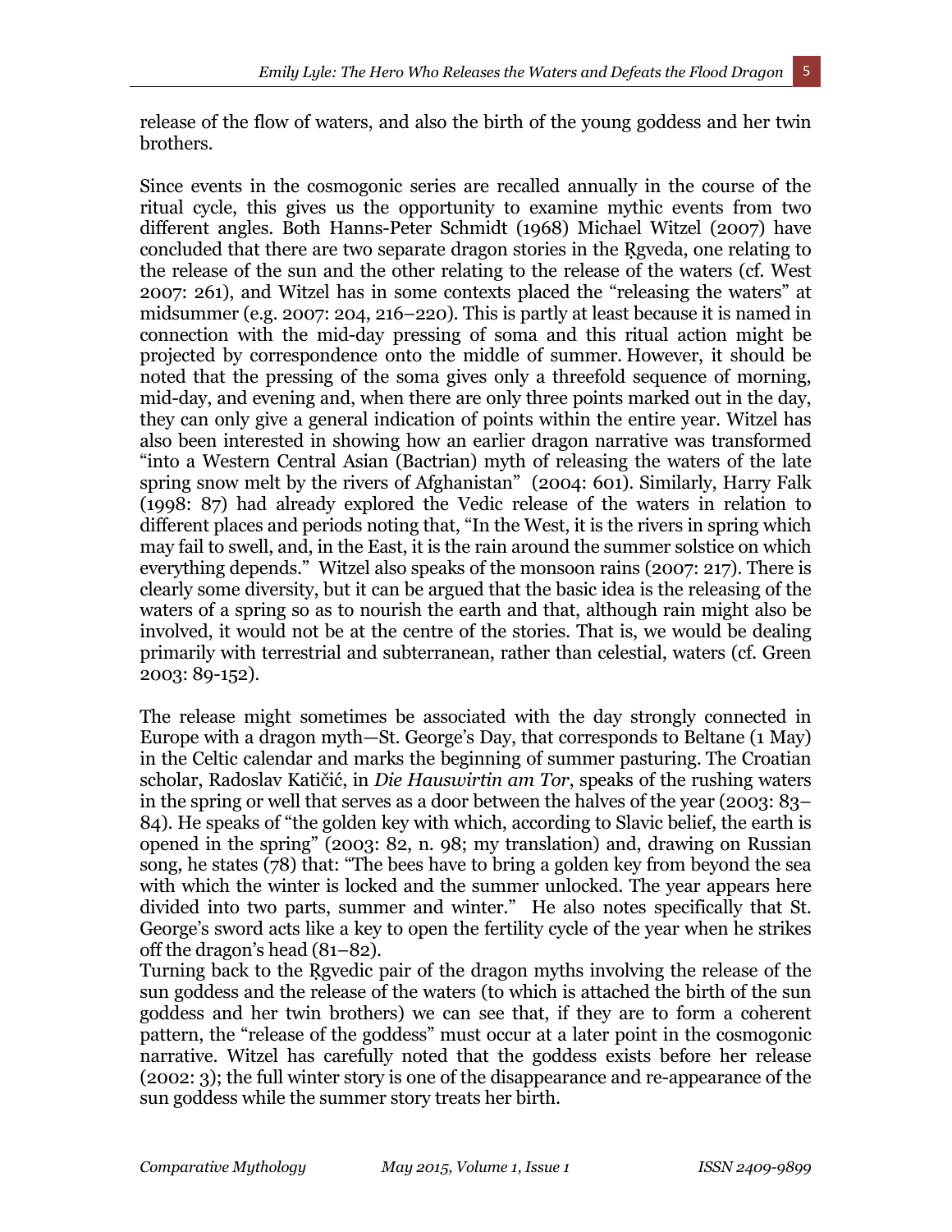release of the flow of waters, and also the birth of the young goddess and her twin brothers.

Since events in the cosmogonic series are recalled annually in the course of the ritual cycle, this gives us the opportunity to examine mythic events from two different angles. Both Hanns-Peter Schmidt (1968) Michael Witzel (2007) have concluded that there are two separate dragon stories in the Ṛgveda, one relating to the release of the sun and the other relating to the release of the waters (cf. West 2007: 261), and Witzel has in some contexts placed the "releasing the waters" at midsummer (e.g. 2007: 204, 216–220). This is partly at least because it is named in connection with the mid-day pressing of soma and this ritual action might be projected by correspondence onto the middle of summer. However, it should be noted that the pressing of the soma gives only a threefold sequence of morning, mid-day, and evening and, when there are only three points marked out in the day, they can only give a general indication of points within the entire year. Witzel has also been interested in showing how an earlier dragon narrative was transformed "into a Western Central Asian (Bactrian) myth of releasing the waters of the late spring snow melt by the rivers of Afghanistan" (2004: 601). Similarly, Harry Falk (1998: 87) had already explored the Vedic release of the waters in relation to different places and periods noting that, "In the West, it is the rivers in spring which may fail to swell, and, in the East, it is the rain around the summer solstice on which everything depends." Witzel also speaks of the monsoon rains (2007: 217). There is clearly some diversity, but it can be argued that the basic idea is the releasing of the waters of a spring so as to nourish the earth and that, although rain might also be involved, it would not be at the centre of the stories. That is, we would be dealing primarily with terrestrial and subterranean, rather than celestial, waters (cf. Green 2003: 89-152).

The release might sometimes be associated with the day strongly connected in Europe with a dragon myth—St. George's Day, that corresponds to Beltane (1 May) in the Celtic calendar and marks the beginning of summer pasturing. The Croatian scholar, Radoslav Katičić, in *Die Hauswirtin am Tor*, speaks of the rushing waters in the spring or well that serves as a door between the halves of the year (2003: 83–84). He speaks of "the golden key with which, according to Slavic belief, the earth is opened in the spring" (2003: 82, n. 98; my translation) and, drawing on Russian song, he states (78) that: "The bees have to bring a golden key from beyond the sea with which the winter is locked and the summer unlocked. The year appears here divided into two parts, summer and winter." He also notes specifically that St. George's sword acts like a key to open the fertility cycle of the year when he strikes off the dragon's head (81–82).

Turning back to the Ṛgvedic pair of the dragon myths involving the release of the sun goddess and the release of the waters (to which is attached the birth of the sun goddess and her twin brothers) we can see that, if they are to form a coherent pattern, the "release of the goddess" must occur at a later point in the cosmogonic narrative. Witzel has carefully noted that the goddess exists before her release (2002: 3); the full winter story is one of the disappearance and re-appearance of the sun goddess while the summer story treats her birth.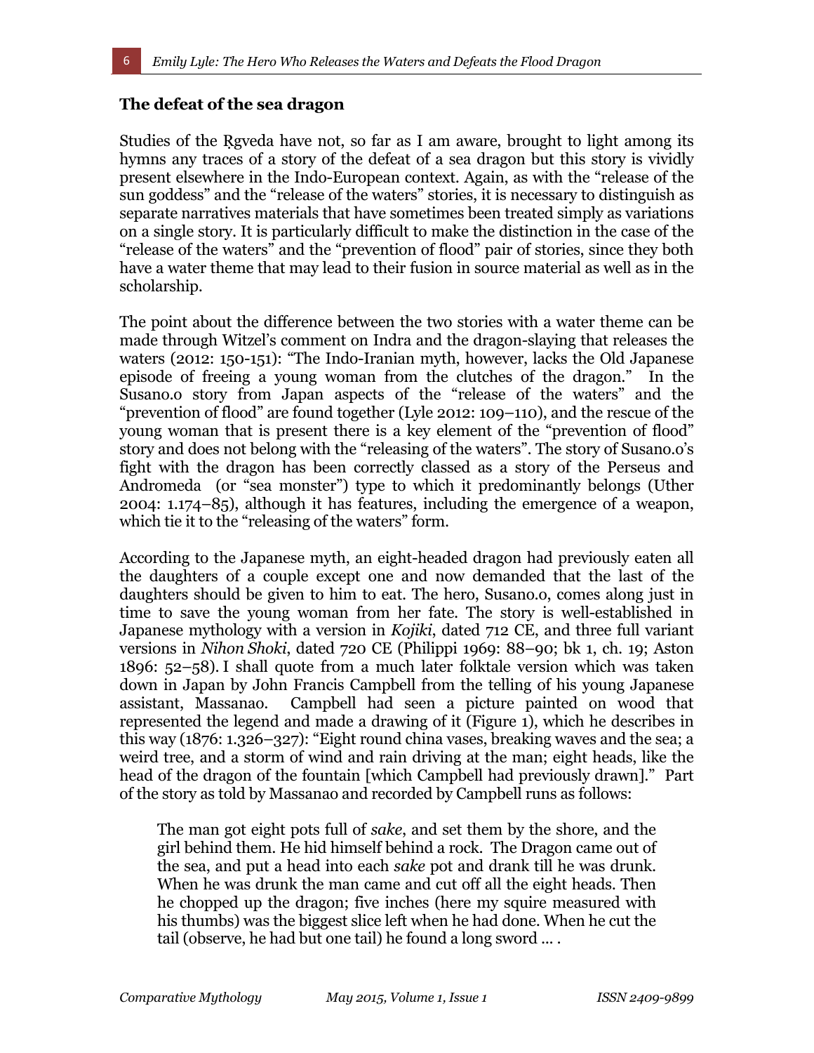## The defeat of the sea dragon

Studies of the Ṛgveda have not, so far as I am aware, brought to light among its hymns any traces of a story of the defeat of a sea dragon but this story is vividly present elsewhere in the Indo-European context. Again, as with the "release of the sun goddess" and the "release of the waters" stories, it is necessary to distinguish as separate narratives materials that have sometimes been treated simply as variations on a single story. It is particularly difficult to make the distinction in the case of the "release of the waters" and the "prevention of flood" pair of stories, since they both have a water theme that may lead to their fusion in source material as well as in the scholarship.

The point about the difference between the two stories with a water theme can be made through Witzel's comment on Indra and the dragon-slaying that releases the waters (2012: 150-151): "The Indo-Iranian myth, however, lacks the Old Japanese episode of freeing a young woman from the clutches of the dragon." In the Susano.o story from Japan aspects of the "release of the waters" and the "prevention of flood" are found together (Lyle 2012: 109–110), and the rescue of the young woman that is present there is a key element of the "prevention of flood" story and does not belong with the "releasing of the waters". The story of Susano.o's fight with the dragon has been correctly classed as a story of the Perseus and Andromeda (or "sea monster") type to which it predominantly belongs (Uther 2004: 1.174–85), although it has features, including the emergence of a weapon, which tie it to the "releasing of the waters" form.

According to the Japanese myth, an eight-headed dragon had previously eaten all the daughters of a couple except one and now demanded that the last of the daughters should be given to him to eat. The hero, Susano.o, comes along just in time to save the young woman from her fate. The story is well-established in Japanese mythology with a version in *Kojiki*, dated 712 CE, and three full variant versions in *Nihon Shoki*, dated 720 CE (Philippi 1969: 88–90; bk 1, ch. 19; Aston 1896: 52–58). I shall quote from a much later folktale version which was taken down in Japan by John Francis Campbell from the telling of his young Japanese assistant, Massanao. Campbell had seen a picture painted on wood that represented the legend and made a drawing of it (Figure 1), which he describes in this way (1876: 1.326–327): "Eight round china vases, breaking waves and the sea; a weird tree, and a storm of wind and rain driving at the man; eight heads, like the head of the dragon of the fountain [which Campbell had previously drawn]." Part of the story as told by Massanao and recorded by Campbell runs as follows:

> The man got eight pots full of *sake*, and set them by the shore, and the girl behind them. He hid himself behind a rock. The Dragon came out of the sea, and put a head into each *sake* pot and drank till he was drunk. When he was drunk the man came and cut off all the eight heads. Then he chopped up the dragon; five inches (here my squire measured with his thumbs) was the biggest slice left when he had done. When he cut the tail (observe, he had but one tail) he found a long sword ... .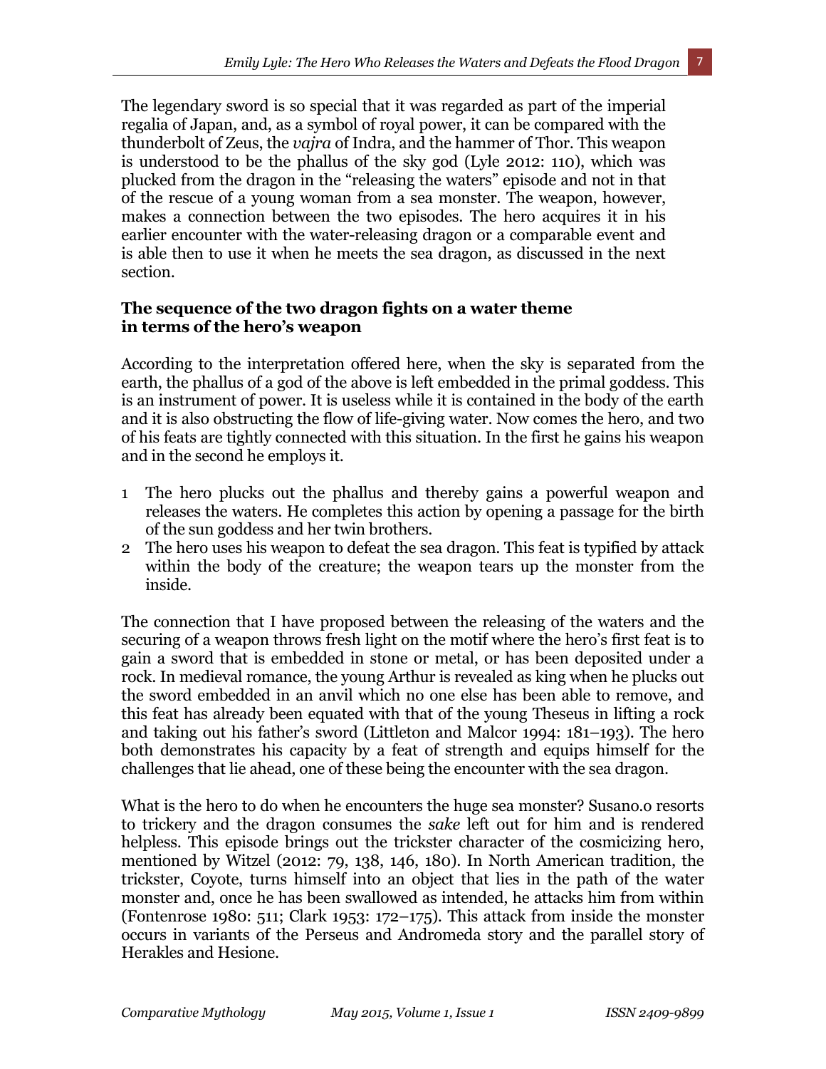The legendary sword is so special that it was regarded as part of the imperial regalia of Japan, and, as a symbol of royal power, it can be compared with the thunderbolt of Zeus, the *vajra* of Indra, and the hammer of Thor. This weapon is understood to be the phallus of the sky god (Lyle 2012: 110), which was plucked from the dragon in the "releasing the waters" episode and not in that of the rescue of a young woman from a sea monster. The weapon, however, makes a connection between the two episodes. The hero acquires it in his earlier encounter with the water-releasing dragon or a comparable event and is able then to use it when he meets the sea dragon, as discussed in the next section.

### The sequence of the two dragon fights on a water theme in terms of the hero's weapon

According to the interpretation offered here, when the sky is separated from the earth, the phallus of a god of the above is left embedded in the primal goddess. This is an instrument of power. It is useless while it is contained in the body of the earth and it is also obstructing the flow of life-giving water. Now comes the hero, and two of his feats are tightly connected with this situation. In the first he gains his weapon and in the second he employs it.

1. The hero plucks out the phallus and thereby gains a powerful weapon and releases the waters. He completes this action by opening a passage for the birth of the sun goddess and her twin brothers.
2. The hero uses his weapon to defeat the sea dragon. This feat is typified by attack within the body of the creature; the weapon tears up the monster from the inside.

The connection that I have proposed between the releasing of the waters and the securing of a weapon throws fresh light on the motif where the hero's first feat is to gain a sword that is embedded in stone or metal, or has been deposited under a rock. In medieval romance, the young Arthur is revealed as king when he plucks out the sword embedded in an anvil which no one else has been able to remove, and this feat has already been equated with that of the young Theseus in lifting a rock and taking out his father's sword (Littleton and Malcor 1994: 181–193). The hero both demonstrates his capacity by a feat of strength and equips himself for the challenges that lie ahead, one of these being the encounter with the sea dragon.

What is the hero to do when he encounters the huge sea monster? Susano.o resorts to trickery and the dragon consumes the *sake* left out for him and is rendered helpless. This episode brings out the trickster character of the cosmicizing hero, mentioned by Witzel (2012: 79, 138, 146, 180). In North American tradition, the trickster, Coyote, turns himself into an object that lies in the path of the water monster and, once he has been swallowed as intended, he attacks him from within (Fontenrose 1980: 511; Clark 1953: 172–175). This attack from inside the monster occurs in variants of the Perseus and Andromeda story and the parallel story of Herakles and Hesione.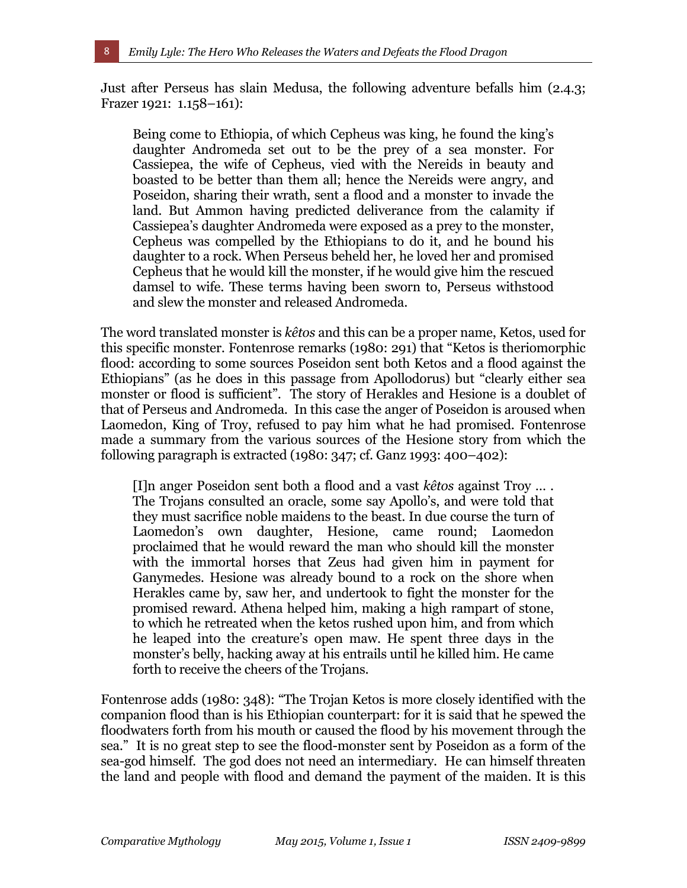Just after Perseus has slain Medusa, the following adventure befalls him (2.4.3; Frazer 1921: 1.158–161):

> Being come to Ethiopia, of which Cepheus was king, he found the king's daughter Andromeda set out to be the prey of a sea monster. For Cassiepea, the wife of Cepheus, vied with the Nereids in beauty and boasted to be better than them all; hence the Nereids were angry, and Poseidon, sharing their wrath, sent a flood and a monster to invade the land. But Ammon having predicted deliverance from the calamity if Cassiepea's daughter Andromeda were exposed as a prey to the monster, Cepheus was compelled by the Ethiopians to do it, and he bound his daughter to a rock. When Perseus beheld her, he loved her and promised Cepheus that he would kill the monster, if he would give him the rescued damsel to wife. These terms having been sworn to, Perseus withstood and slew the monster and released Andromeda.

The word translated monster is *kêtos* and this can be a proper name, Ketos, used for this specific monster. Fontenrose remarks (1980: 291) that "Ketos is theriomorphic flood: according to some sources Poseidon sent both Ketos and a flood against the Ethiopians" (as he does in this passage from Apollodorus) but "clearly either sea monster or flood is sufficient". The story of Herakles and Hesione is a doublet of that of Perseus and Andromeda. In this case the anger of Poseidon is aroused when Laomedon, King of Troy, refused to pay him what he had promised. Fontenrose made a summary from the various sources of the Hesione story from which the following paragraph is extracted (1980: 347; cf. Ganz 1993: 400–402):

> [I]n anger Poseidon sent both a flood and a vast *kêtos* against Troy … . The Trojans consulted an oracle, some say Apollo's, and were told that they must sacrifice noble maidens to the beast. In due course the turn of Laomedon's own daughter, Hesione, came round; Laomedon proclaimed that he would reward the man who should kill the monster with the immortal horses that Zeus had given him in payment for Ganymedes. Hesione was already bound to a rock on the shore when Herakles came by, saw her, and undertook to fight the monster for the promised reward. Athena helped him, making a high rampart of stone, to which he retreated when the ketos rushed upon him, and from which he leaped into the creature's open maw. He spent three days in the monster's belly, hacking away at his entrails until he killed him. He came forth to receive the cheers of the Trojans.

Fontenrose adds (1980: 348): "The Trojan Ketos is more closely identified with the companion flood than is his Ethiopian counterpart: for it is said that he spewed the floodwaters forth from his mouth or caused the flood by his movement through the sea." It is no great step to see the flood-monster sent by Poseidon as a form of the sea-god himself. The god does not need an intermediary. He can himself threaten the land and people with flood and demand the payment of the maiden. It is this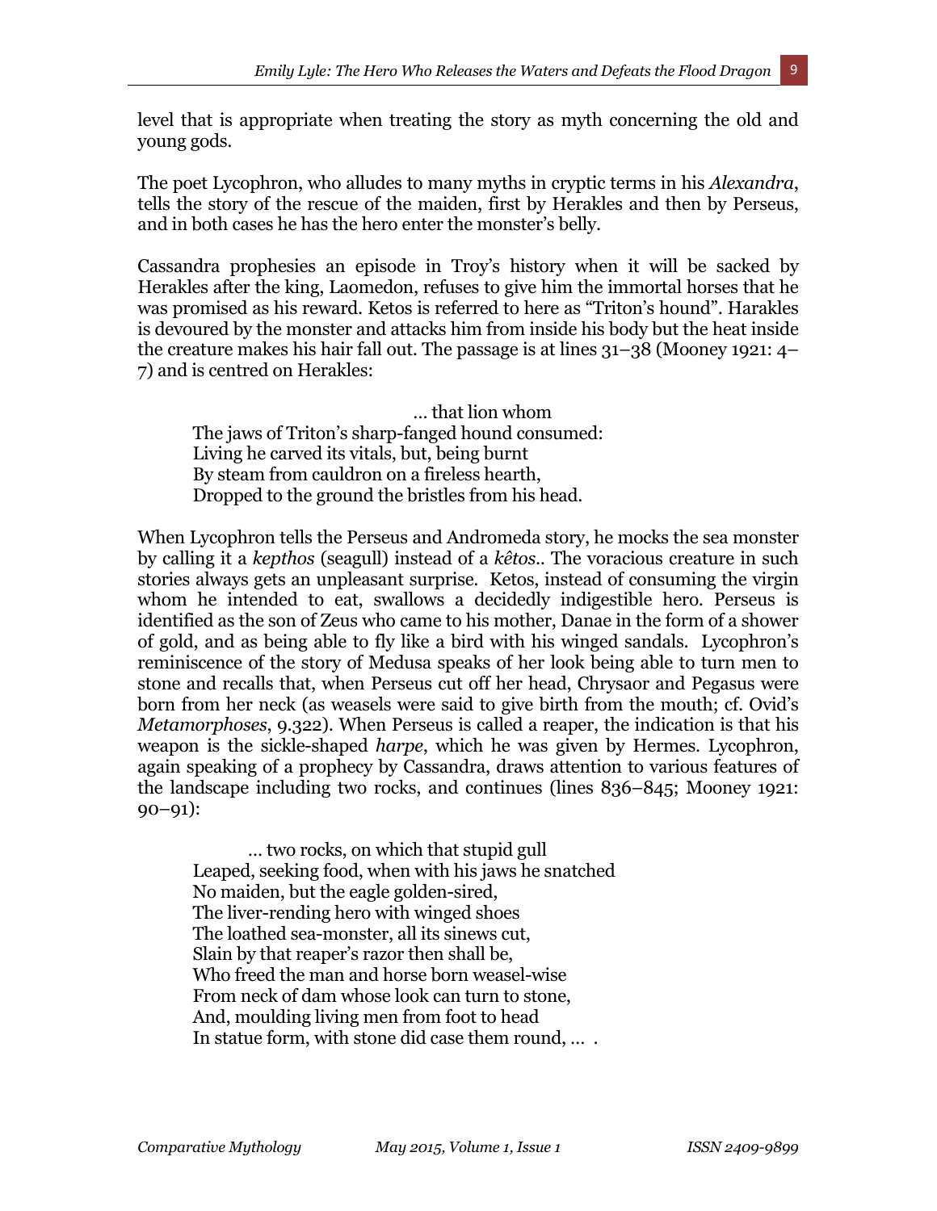level that is appropriate when treating the story as myth concerning the old and young gods.

The poet Lycophron, who alludes to many myths in cryptic terms in his *Alexandra*, tells the story of the rescue of the maiden, first by Herakles and then by Perseus, and in both cases he has the hero enter the monster's belly.

Cassandra prophesies an episode in Troy's history when it will be sacked by Herakles after the king, Laomedon, refuses to give him the immortal horses that he was promised as his reward. Ketos is referred to here as "Triton's hound". Harakles is devoured by the monster and attacks him from inside his body but the heat inside the creature makes his hair fall out. The passage is at lines 31–38 (Mooney 1921: 4–7) and is centred on Herakles:

> … that lion whom
> The jaws of Triton's sharp-fanged hound consumed:
> Living he carved its vitals, but, being burnt
> By steam from cauldron on a fireless hearth,
> Dropped to the ground the bristles from his head.

When Lycophron tells the Perseus and Andromeda story, he mocks the sea monster by calling it a *kepthos* (seagull) instead of a *kêtos*.. The voracious creature in such stories always gets an unpleasant surprise. Ketos, instead of consuming the virgin whom he intended to eat, swallows a decidedly indigestible hero. Perseus is identified as the son of Zeus who came to his mother, Danae in the form of a shower of gold, and as being able to fly like a bird with his winged sandals. Lycophron's reminiscence of the story of Medusa speaks of her look being able to turn men to stone and recalls that, when Perseus cut off her head, Chrysaor and Pegasus were born from her neck (as weasels were said to give birth from the mouth; cf. Ovid's *Metamorphoses*, 9.322). When Perseus is called a reaper, the indication is that his weapon is the sickle-shaped *harpe*, which he was given by Hermes. Lycophron, again speaking of a prophecy by Cassandra, draws attention to various features of the landscape including two rocks, and continues (lines 836–845; Mooney 1921: 90–91):

> … two rocks, on which that stupid gull
> Leaped, seeking food, when with his jaws he snatched
> No maiden, but the eagle golden-sired,
> The liver-rending hero with winged shoes
> The loathed sea-monster, all its sinews cut,
> Slain by that reaper's razor then shall be,
> Who freed the man and horse born weasel-wise
> From neck of dam whose look can turn to stone,
> And, moulding living men from foot to head
> In statue form, with stone did case them round, … .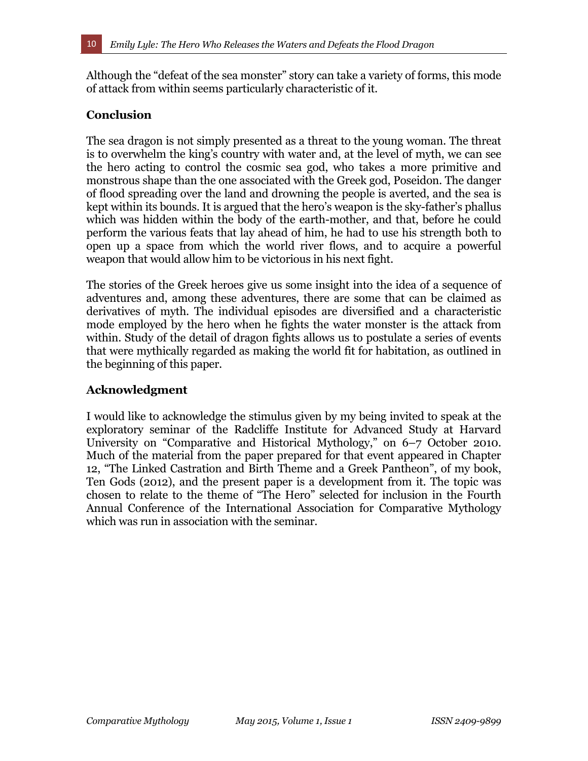Although the "defeat of the sea monster" story can take a variety of forms, this mode of attack from within seems particularly characteristic of it.

## Conclusion

The sea dragon is not simply presented as a threat to the young woman. The threat is to overwhelm the king's country with water and, at the level of myth, we can see the hero acting to control the cosmic sea god, who takes a more primitive and monstrous shape than the one associated with the Greek god, Poseidon. The danger of flood spreading over the land and drowning the people is averted, and the sea is kept within its bounds. It is argued that the hero's weapon is the sky-father's phallus which was hidden within the body of the earth-mother, and that, before he could perform the various feats that lay ahead of him, he had to use his strength both to open up a space from which the world river flows, and to acquire a powerful weapon that would allow him to be victorious in his next fight.

The stories of the Greek heroes give us some insight into the idea of a sequence of adventures and, among these adventures, there are some that can be claimed as derivatives of myth. The individual episodes are diversified and a characteristic mode employed by the hero when he fights the water monster is the attack from within. Study of the detail of dragon fights allows us to postulate a series of events that were mythically regarded as making the world fit for habitation, as outlined in the beginning of this paper.

## Acknowledgment

I would like to acknowledge the stimulus given by my being invited to speak at the exploratory seminar of the Radcliffe Institute for Advanced Study at Harvard University on "Comparative and Historical Mythology," on 6–7 October 2010. Much of the material from the paper prepared for that event appeared in Chapter 12, "The Linked Castration and Birth Theme and a Greek Pantheon", of my book, Ten Gods (2012), and the present paper is a development from it. The topic was chosen to relate to the theme of "The Hero" selected for inclusion in the Fourth Annual Conference of the International Association for Comparative Mythology which was run in association with the seminar.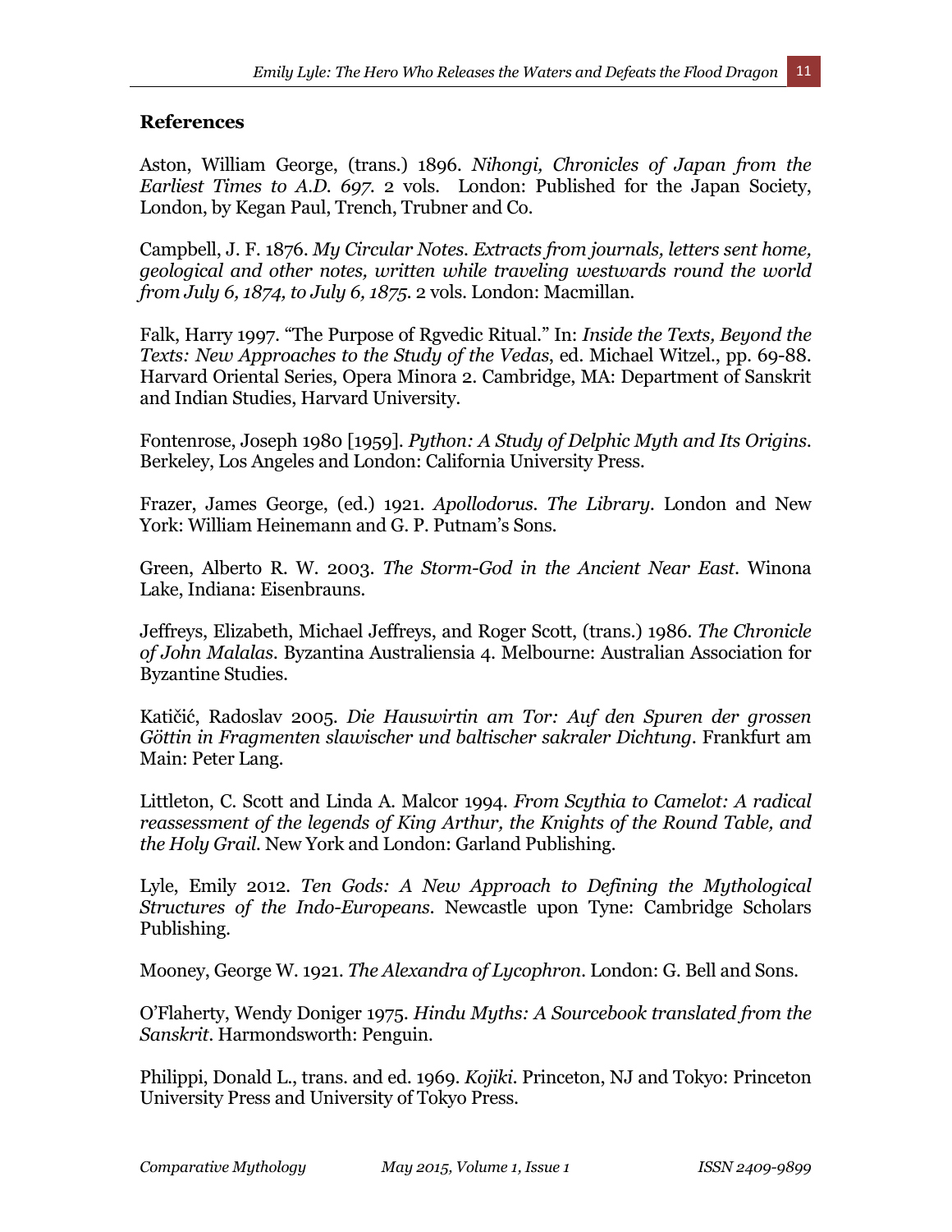## References

Aston, William George, (trans.) 1896. *Nihongi, Chronicles of Japan from the Earliest Times to A.D. 697.* 2 vols. London: Published for the Japan Society, London, by Kegan Paul, Trench, Trubner and Co.

Campbell, J. F. 1876. *My Circular Notes. Extracts from journals, letters sent home, geological and other notes, written while traveling westwards round the world from July 6, 1874, to July 6, 1875.* 2 vols. London: Macmillan.

Falk, Harry 1997. "The Purpose of Rgvedic Ritual." In: *Inside the Texts, Beyond the Texts: New Approaches to the Study of the Vedas*, ed. Michael Witzel., pp. 69-88. Harvard Oriental Series, Opera Minora 2. Cambridge, MA: Department of Sanskrit and Indian Studies, Harvard University.

Fontenrose, Joseph 1980 [1959]. *Python: A Study of Delphic Myth and Its Origins.* Berkeley, Los Angeles and London: California University Press.

Frazer, James George, (ed.) 1921. *Apollodorus. The Library.* London and New York: William Heinemann and G. P. Putnam's Sons.

Green, Alberto R. W. 2003. *The Storm-God in the Ancient Near East.* Winona Lake, Indiana: Eisenbrauns.

Jeffreys, Elizabeth, Michael Jeffreys, and Roger Scott, (trans.) 1986. *The Chronicle of John Malalas.* Byzantina Australiensia 4. Melbourne: Australian Association for Byzantine Studies.

Katičić, Radoslav 2005. *Die Hauswirtin am Tor: Auf den Spuren der grossen Göttin in Fragmenten slawischer und baltischer sakraler Dichtung.* Frankfurt am Main: Peter Lang.

Littleton, C. Scott and Linda A. Malcor 1994. *From Scythia to Camelot: A radical reassessment of the legends of King Arthur, the Knights of the Round Table, and the Holy Grail.* New York and London: Garland Publishing.

Lyle, Emily 2012. *Ten Gods: A New Approach to Defining the Mythological Structures of the Indo-Europeans.* Newcastle upon Tyne: Cambridge Scholars Publishing.

Mooney, George W. 1921. *The Alexandra of Lycophron.* London: G. Bell and Sons.

O'Flaherty, Wendy Doniger 1975. *Hindu Myths: A Sourcebook translated from the Sanskrit.* Harmondsworth: Penguin.

Philippi, Donald L., trans. and ed. 1969. *Kojiki.* Princeton, NJ and Tokyo: Princeton University Press and University of Tokyo Press.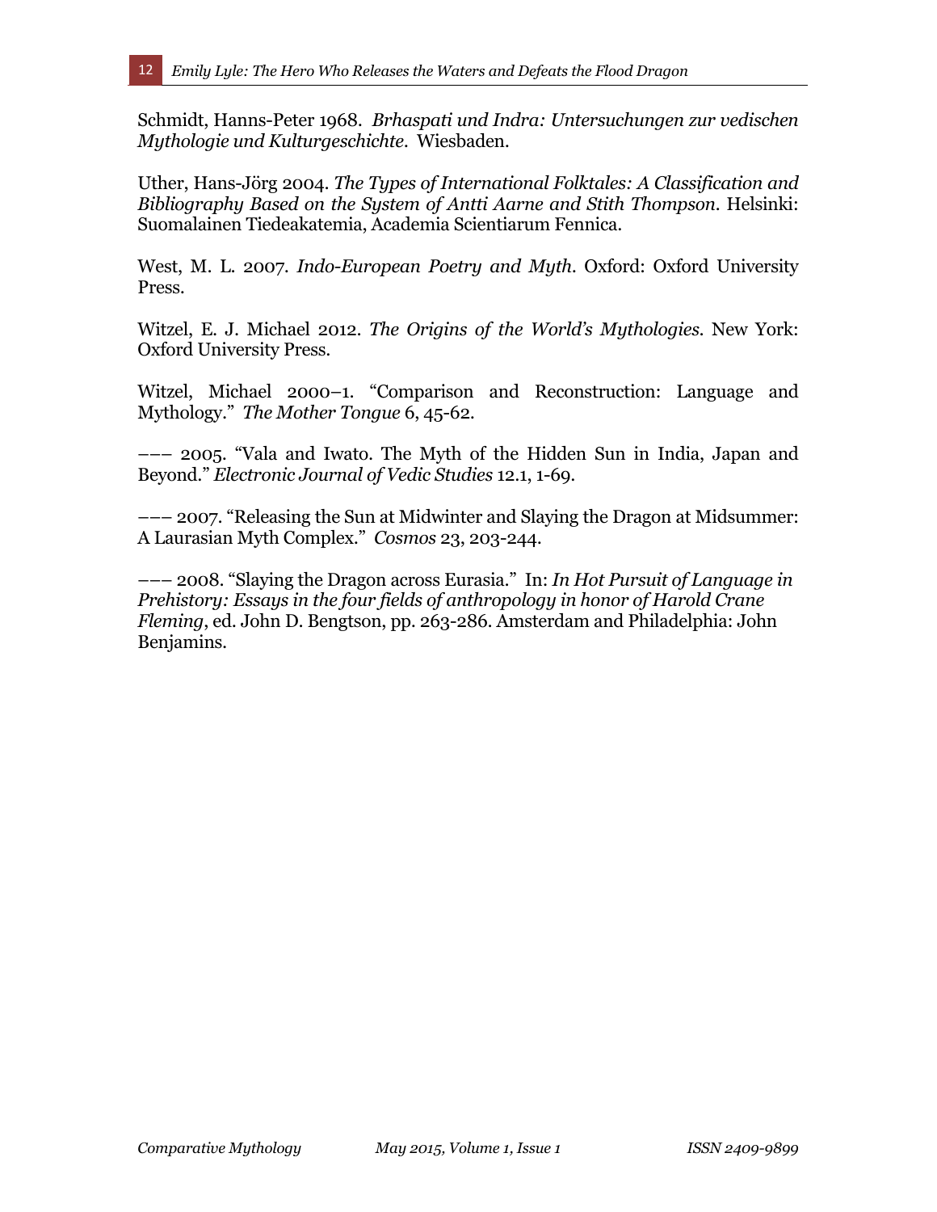Schmidt, Hanns-Peter 1968. *Brhaspati und Indra: Untersuchungen zur vedischen Mythologie und Kulturgeschichte*. Wiesbaden.

Uther, Hans-Jörg 2004. *The Types of International Folktales: A Classification and Bibliography Based on the System of Antti Aarne and Stith Thompson.* Helsinki: Suomalainen Tiedeakatemia, Academia Scientiarum Fennica.

West, M. L. 2007. *Indo-European Poetry and Myth*. Oxford: Oxford University Press.

Witzel, E. J. Michael 2012. *The Origins of the World's Mythologies*. New York: Oxford University Press.

Witzel, Michael 2000–1. "Comparison and Reconstruction: Language and Mythology." *The Mother Tongue* 6, 45-62.

——— 2005. "Vala and Iwato. The Myth of the Hidden Sun in India, Japan and Beyond." *Electronic Journal of Vedic Studies* 12.1, 1-69.

——— 2007. "Releasing the Sun at Midwinter and Slaying the Dragon at Midsummer: A Laurasian Myth Complex." *Cosmos* 23, 203-244.

——— 2008. "Slaying the Dragon across Eurasia." In: *In Hot Pursuit of Language in Prehistory: Essays in the four fields of anthropology in honor of Harold Crane Fleming*, ed. John D. Bengtson, pp. 263-286. Amsterdam and Philadelphia: John Benjamins.